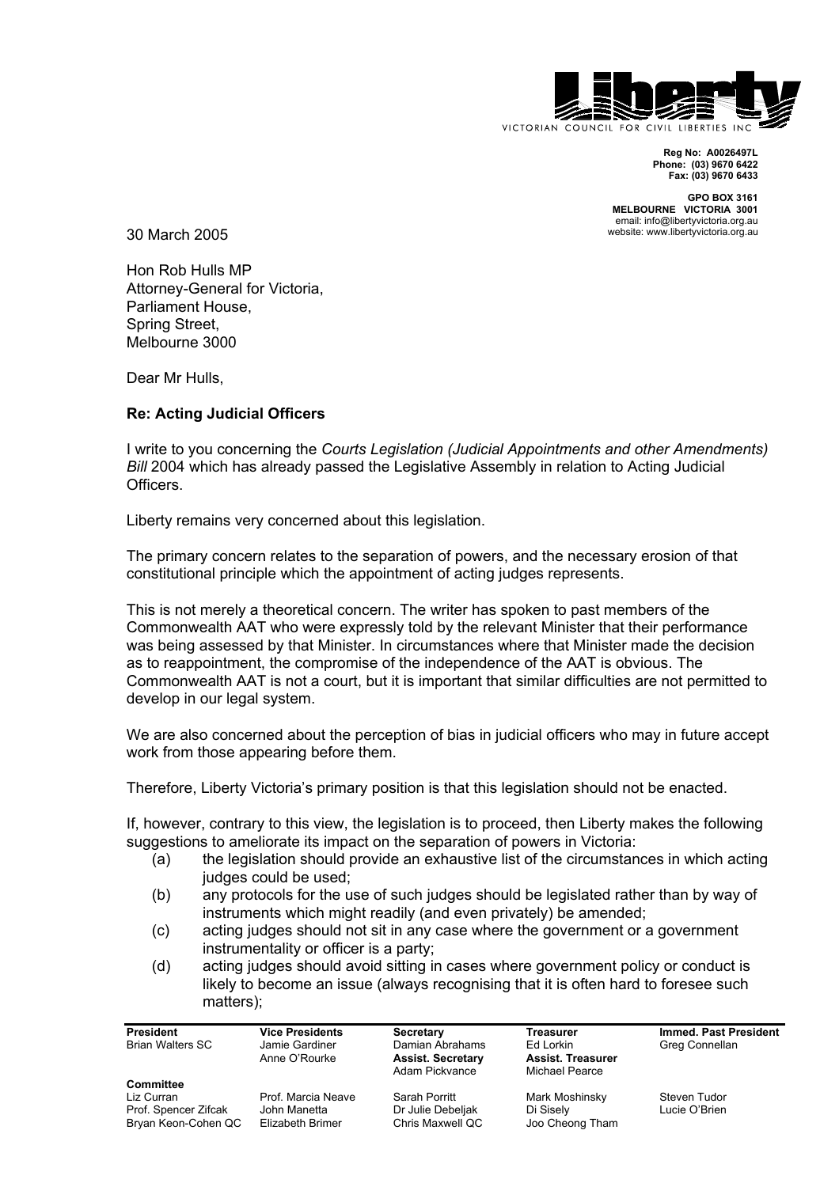VICTORIAN COUNCIL FOR CIVIL LIBERTIES INC

**Reg No: A0026497L**
**Phone: (03) 9670 6422**
**Fax: (03) 9670 6433**

**GPO BOX 3161**
**MELBOURNE VICTORIA 3001**
email: info@libertyvictoria.org.au
website: www.libertyvictoria.org.au

30 March 2005

Hon Rob Hulls MP
Attorney-General for Victoria,
Parliament House,
Spring Street,
Melbourne 3000

Dear Mr Hulls,

**Re: Acting Judicial Officers**

I write to you concerning the *Courts Legislation (Judicial Appointments and other Amendments) Bill* 2004 which has already passed the Legislative Assembly in relation to Acting Judicial Officers.

Liberty remains very concerned about this legislation.

The primary concern relates to the separation of powers, and the necessary erosion of that constitutional principle which the appointment of acting judges represents.

This is not merely a theoretical concern. The writer has spoken to past members of the Commonwealth AAT who were expressly told by the relevant Minister that their performance was being assessed by that Minister. In circumstances where that Minister made the decision as to reappointment, the compromise of the independence of the AAT is obvious. The Commonwealth AAT is not a court, but it is important that similar difficulties are not permitted to develop in our legal system.

We are also concerned about the perception of bias in judicial officers who may in future accept work from those appearing before them.

Therefore, Liberty Victoria's primary position is that this legislation should not be enacted.

If, however, contrary to this view, the legislation is to proceed, then Liberty makes the following suggestions to ameliorate its impact on the separation of powers in Victoria:

(a) the legislation should provide an exhaustive list of the circumstances in which acting judges could be used;

(b) any protocols for the use of such judges should be legislated rather than by way of instruments which might readily (and even privately) be amended;

(c) acting judges should not sit in any case where the government or a government instrumentality or officer is a party;

(d) acting judges should avoid sitting in cases where government policy or conduct is likely to become an issue (always recognising that it is often hard to foresee such matters);

| **President** | **Vice Presidents** | **Secretary** | **Treasurer** | **Immed. Past President** |
|---|---|---|---|---|
| Brian Walters SC | Jamie Gardiner | Damian Abrahams | Ed Lorkin | Greg Connellan |
| | Anne O'Rourke | **Assist. Secretary** | **Assist. Treasurer** | |
| | | Adam Pickvance | Michael Pearce | |
| **Committee** | | | | |
| Liz Curran | Prof. Marcia Neave | Sarah Porritt | Mark Moshinsky | Steven Tudor |
| Prof. Spencer Zifcak | John Manetta | Dr Julie Debeljak | Di Sisely | Lucie O'Brien |
| Bryan Keon-Cohen QC | Elizabeth Brimer | Chris Maxwell QC | Joo Cheong Tham | |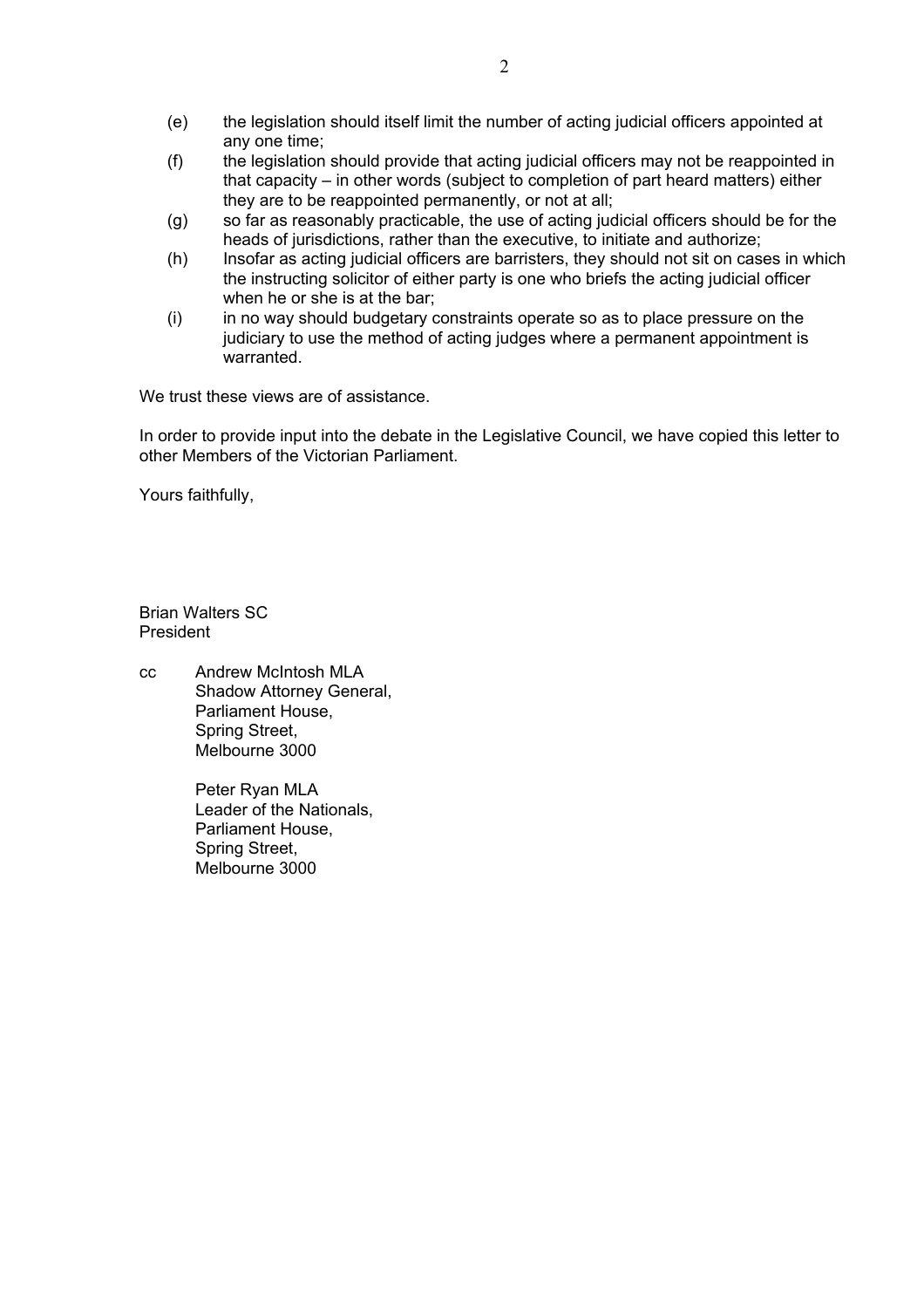(e) the legislation should itself limit the number of acting judicial officers appointed at any one time;

(f) the legislation should provide that acting judicial officers may not be reappointed in that capacity – in other words (subject to completion of part heard matters) either they are to be reappointed permanently, or not at all;

(g) so far as reasonably practicable, the use of acting judicial officers should be for the heads of jurisdictions, rather than the executive, to initiate and authorize;

(h) Insofar as acting judicial officers are barristers, they should not sit on cases in which the instructing solicitor of either party is one who briefs the acting judicial officer when he or she is at the bar;

(i) in no way should budgetary constraints operate so as to place pressure on the judiciary to use the method of acting judges where a permanent appointment is warranted.

We trust these views are of assistance.

In order to provide input into the debate in the Legislative Council, we have copied this letter to other Members of the Victorian Parliament.

Yours faithfully,

Brian Walters SC
President

cc Andrew McIntosh MLA
Shadow Attorney General,
Parliament House,
Spring Street,
Melbourne 3000

Peter Ryan MLA
Leader of the Nationals,
Parliament House,
Spring Street,
Melbourne 3000